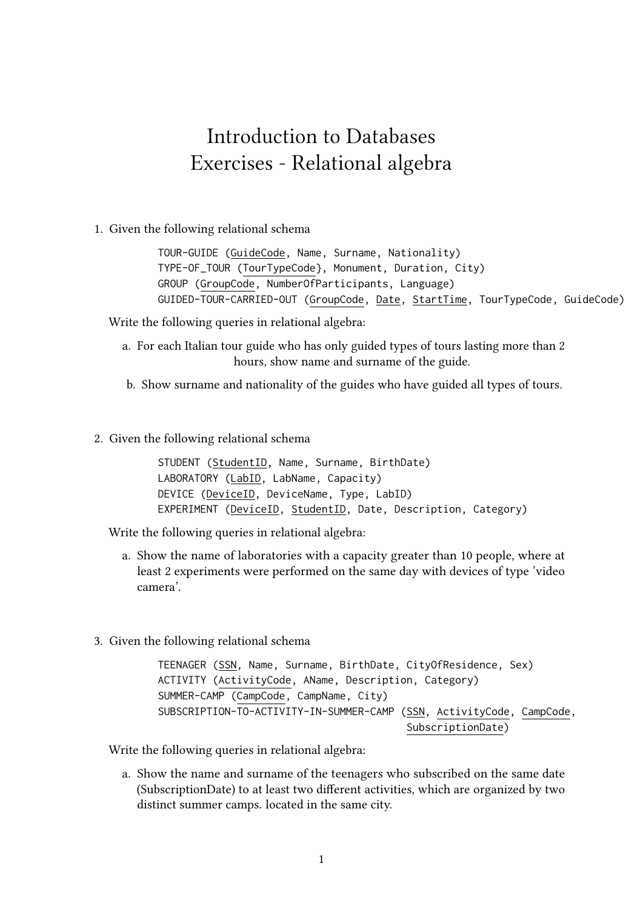# Introduction to Databases
# Exercises - Relational algebra

1. Given the following relational schema

   ```
   TOUR-GUIDE (GuideCode, Name, Surname, Nationality)
   TYPE-OF_TOUR (TourTypeCode}, Monument, Duration, City)
   GROUP (GroupCode, NumberOfParticipants, Language)
   GUIDED-TOUR-CARRIED-OUT (GroupCode, Date, StartTime, TourTypeCode, GuideCode)
   ```

   Write the following queries in relational algebra:

   a. For each Italian tour guide who has only guided types of tours lasting more than 2 hours, show name and surname of the guide.

   b. Show surname and nationality of the guides who have guided all types of tours.

2. Given the following relational schema

   ```
   STUDENT (StudentID, Name, Surname, BirthDate)
   LABORATORY (LabID, LabName, Capacity)
   DEVICE (DeviceID, DeviceName, Type, LabID)
   EXPERIMENT (DeviceID, StudentID, Date, Description, Category)
   ```

   Write the following queries in relational algebra:

   a. Show the name of laboratories with a capacity greater than 10 people, where at least 2 experiments were performed on the same day with devices of type 'video camera'.

3. Given the following relational schema

   ```
   TEENAGER (SSN, Name, Surname, BirthDate, CityOfResidence, Sex)
   ACTIVITY (ActivityCode, AName, Description, Category)
   SUMMER-CAMP (CampCode, CampName, City)
   SUBSCRIPTION-TO-ACTIVITY-IN-SUMMER-CAMP (SSN, ActivityCode, CampCode,
                                            SubscriptionDate)
   ```

   Write the following queries in relational algebra:

   a. Show the name and surname of the teenagers who subscribed on the same date (SubscriptionDate) to at least two different activities, which are organized by two distinct summer camps. located in the same city.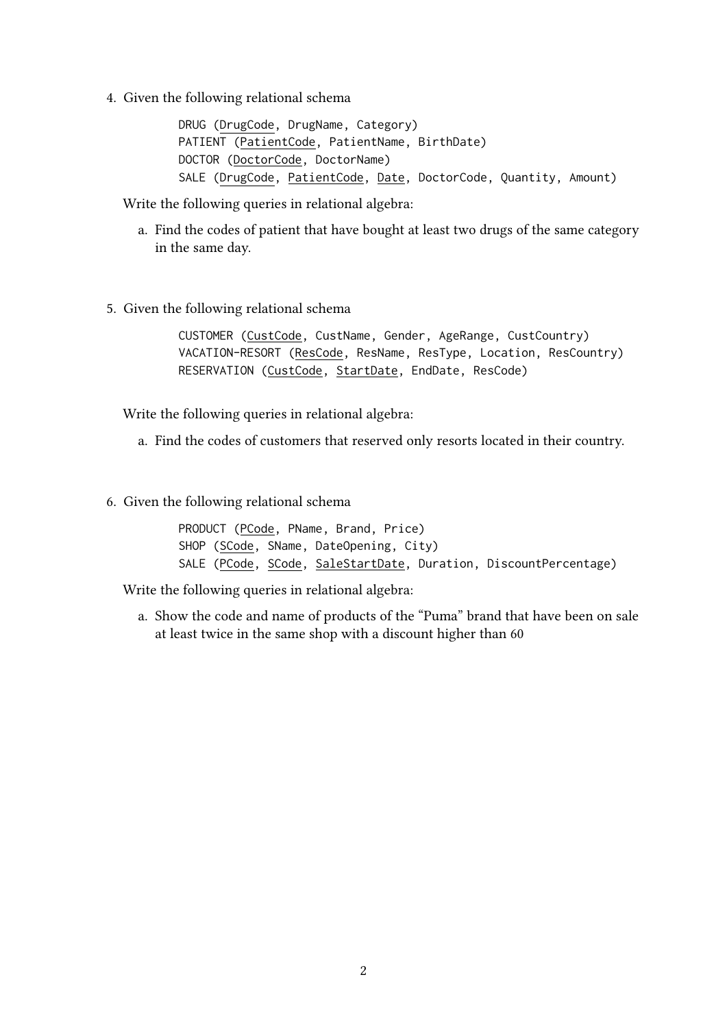4. Given the following relational schema

```
DRUG (DrugCode, DrugName, Category)
PATIENT (PatientCode, PatientName, BirthDate)
DOCTOR (DoctorCode, DoctorName)
SALE (DrugCode, PatientCode, Date, DoctorCode, Quantity, Amount)
```

Write the following queries in relational algebra:

a. Find the codes of patient that have bought at least two drugs of the same category in the same day.

5. Given the following relational schema

```
CUSTOMER (CustCode, CustName, Gender, AgeRange, CustCountry)
VACATION-RESORT (ResCode, ResName, ResType, Location, ResCountry)
RESERVATION (CustCode, StartDate, EndDate, ResCode)
```

Write the following queries in relational algebra:

a. Find the codes of customers that reserved only resorts located in their country.

6. Given the following relational schema

```
PRODUCT (PCode, PName, Brand, Price)
SHOP (SCode, SName, DateOpening, City)
SALE (PCode, SCode, SaleStartDate, Duration, DiscountPercentage)
```

Write the following queries in relational algebra:

a. Show the code and name of products of the "Puma" brand that have been on sale at least twice in the same shop with a discount higher than 60